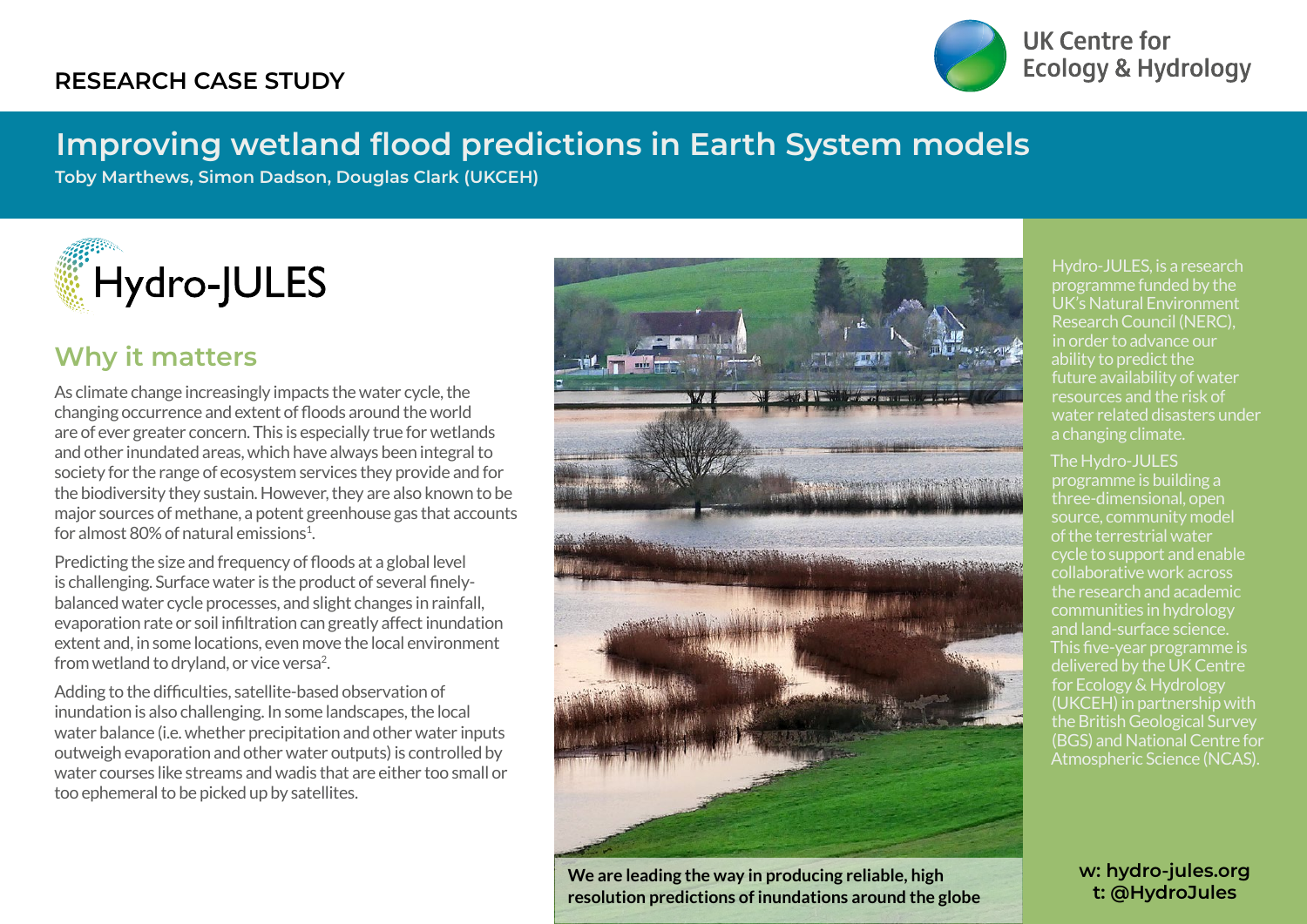RESEARCH CASE STUDY

UK Centre for Ecology & Hydrology

# Improving wetland flood predictions in Earth System models

**Toby Marthews, Simon Dadson, Douglas Clark (UKCEH)**

Hydro-JULES

## Why it matters

As climate change increasingly impacts the water cycle, the changing occurrence and extent of floods around the world are of ever greater concern. This is especially true for wetlands and other inundated areas, which have always been integral to society for the range of ecosystem services they provide and for the biodiversity they sustain. However, they are also known to be major sources of methane, a potent greenhouse gas that accounts for almost 80% of natural emissions[1].

Predicting the size and frequency of floods at a global level is challenging. Surface water is the product of several finely-balanced water cycle processes, and slight changes in rainfall, evaporation rate or soil infiltration can greatly affect inundation extent and, in some locations, even move the local environment from wetland to dryland, or vice versa[2].

Adding to the difficulties, satellite-based observation of inundation is also challenging. In some landscapes, the local water balance (i.e. whether precipitation and other water inputs outweigh evaporation and other water outputs) is controlled by water courses like streams and wadis that are either too small or too ephemeral to be picked up by satellites.

**We are leading the way in producing reliable, high resolution predictions of inundations around the globe**

Hydro-JULES, is a research programme funded by the UK's Natural Environment Research Council (NERC), in order to advance our ability to predict the future availability of water resources and the risk of water related disasters under a changing climate.

The Hydro-JULES programme is building a three-dimensional, open source, community model of the terrestrial water cycle to support and enable collaborative work across the research and academic communities in hydrology and land-surface science. This five-year programme is delivered by the UK Centre for Ecology & Hydrology (UKCEH) in partnership with the British Geological Survey (BGS) and National Centre for Atmospheric Science (NCAS).

**w: hydro-jules.org**
**t: @HydroJules**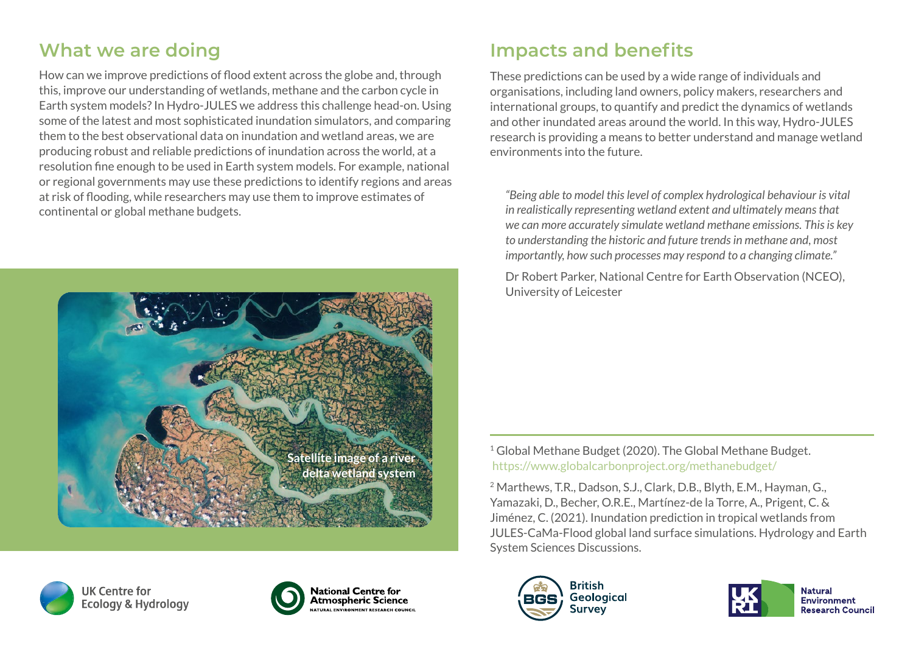## What we are doing

How can we improve predictions of flood extent across the globe and, through this, improve our understanding of wetlands, methane and the carbon cycle in Earth system models? In Hydro-JULES we address this challenge head-on. Using some of the latest and most sophisticated inundation simulators, and comparing them to the best observational data on inundation and wetland areas, we are producing robust and reliable predictions of inundation across the world, at a resolution fine enough to be used in Earth system models. For example, national or regional governments may use these predictions to identify regions and areas at risk of flooding, while researchers may use them to improve estimates of continental or global methane budgets.

Satellite image of a river delta wetland system

## Impacts and benefits

These predictions can be used by a wide range of individuals and organisations, including land owners, policy makers, researchers and international groups, to quantify and predict the dynamics of wetlands and other inundated areas around the world. In this way, Hydro-JULES research is providing a means to better understand and manage wetland environments into the future.

> *"Being able to model this level of complex hydrological behaviour is vital in realistically representing wetland extent and ultimately means that we can more accurately simulate wetland methane emissions. This is key to understanding the historic and future trends in methane and, most importantly, how such processes may respond to a changing climate."*
>
> Dr Robert Parker, National Centre for Earth Observation (NCEO), University of Leicester

---

[1] Global Methane Budget (2020). The Global Methane Budget. https://www.globalcarbonproject.org/methanebudget/

[2] Marthews, T.R., Dadson, S.J., Clark, D.B., Blyth, E.M., Hayman, G., Yamazaki, D., Becher, O.R.E., Martínez-de la Torre, A., Prigent, C. & Jiménez, C. (2021). Inundation prediction in tropical wetlands from JULES-CaMa-Flood global land surface simulations. Hydrology and Earth System Sciences Discussions.

UK Centre for Ecology & Hydrology

National Centre for Atmospheric Science — Natural Environment Research Council

British Geological Survey

UKRI — Natural Environment Research Council